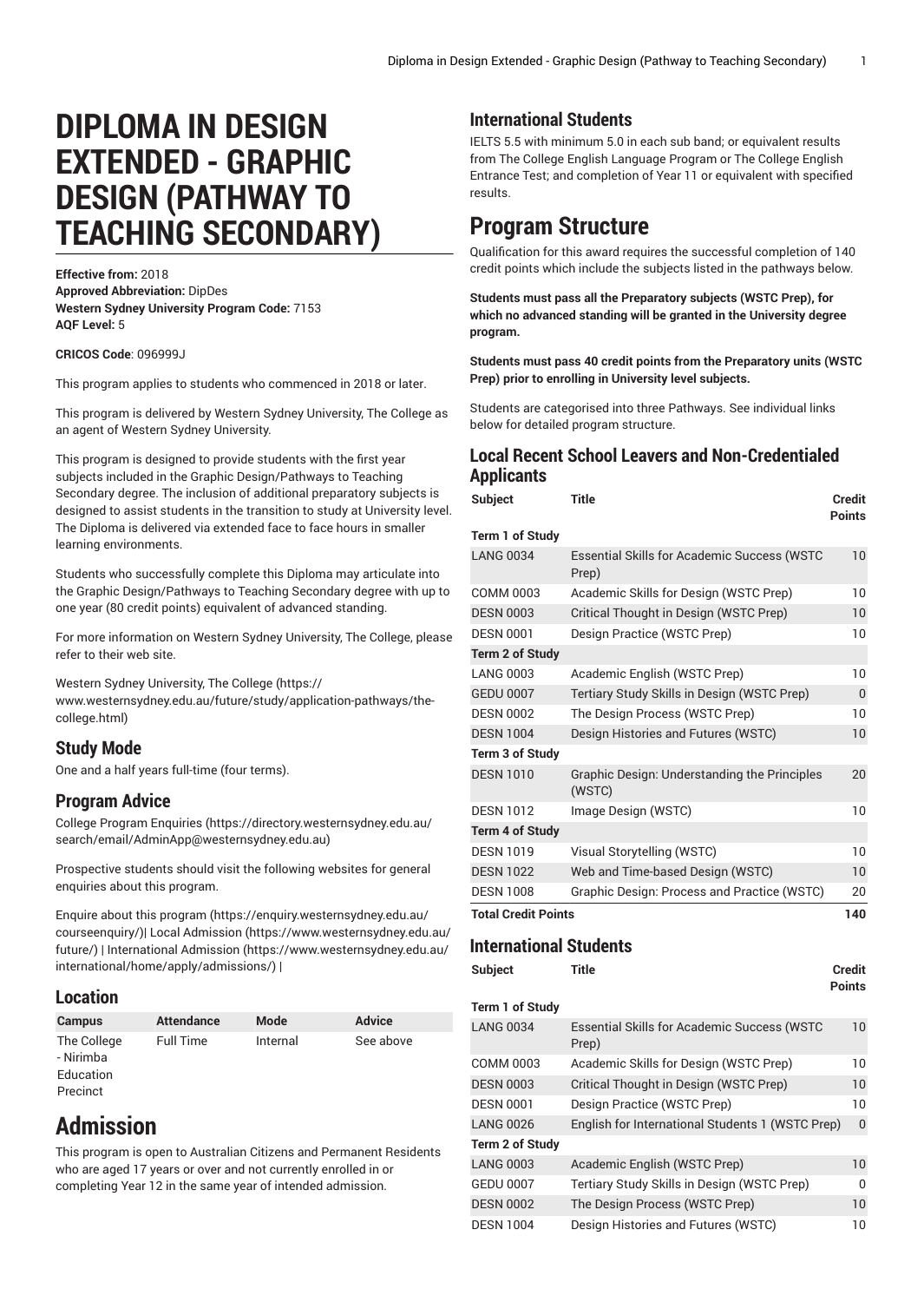# DIPLOMA IN DESIGN EXTENDED - GRAPHIC DESIGN (PATHWAY TO TEACHING SECONDARY)

**Effective from:** 2018
**Approved Abbreviation:** DipDes
**Western Sydney University Program Code:** 7153
**AQF Level:** 5

**CRICOS Code**: 096999J

This program applies to students who commenced in 2018 or later.

This program is delivered by Western Sydney University, The College as an agent of Western Sydney University.

This program is designed to provide students with the first year subjects included in the Graphic Design/Pathways to Teaching Secondary degree. The inclusion of additional preparatory subjects is designed to assist students in the transition to study at University level. The Diploma is delivered via extended face to face hours in smaller learning environments.

Students who successfully complete this Diploma may articulate into the Graphic Design/Pathways to Teaching Secondary degree with up to one year (80 credit points) equivalent of advanced standing.

For more information on Western Sydney University, The College, please refer to their web site.

Western Sydney University, The College (https://www.westernsydney.edu.au/future/study/application-pathways/the-college.html)

## Study Mode

One and a half years full-time (four terms).

## Program Advice

College Program Enquiries (https://directory.westernsydney.edu.au/search/email/AdminApp@westernsydney.edu.au)

Prospective students should visit the following websites for general enquiries about this program.

Enquire about this program (https://enquiry.westernsydney.edu.au/courseenquiry/)| Local Admission (https://www.westernsydney.edu.au/future/) | International Admission (https://www.westernsydney.edu.au/international/home/apply/admissions/) |

## Location

| Campus | Attendance | Mode | Advice |
|---|---|---|---|
| The College - Nirimba Education Precinct | Full Time | Internal | See above |

# Admission

This program is open to Australian Citizens and Permanent Residents who are aged 17 years or over and not currently enrolled in or completing Year 12 in the same year of intended admission.

## International Students

IELTS 5.5 with minimum 5.0 in each sub band; or equivalent results from The College English Language Program or The College English Entrance Test; and completion of Year 11 or equivalent with specified results.

# Program Structure

Qualification for this award requires the successful completion of 140 credit points which include the subjects listed in the pathways below.

**Students must pass all the Preparatory subjects (WSTC Prep), for which no advanced standing will be granted in the University degree program.**

**Students must pass 40 credit points from the Preparatory units (WSTC Prep) prior to enrolling in University level subjects.**

Students are categorised into three Pathways. See individual links below for detailed program structure.

### Local Recent School Leavers and Non-Credentialed Applicants

| Subject | Title | Credit Points |
|---|---|---|
| **Term 1 of Study** | | |
| LANG 0034 | Essential Skills for Academic Success (WSTC Prep) | 10 |
| COMM 0003 | Academic Skills for Design (WSTC Prep) | 10 |
| DESN 0003 | Critical Thought in Design (WSTC Prep) | 10 |
| DESN 0001 | Design Practice (WSTC Prep) | 10 |
| **Term 2 of Study** | | |
| LANG 0003 | Academic English (WSTC Prep) | 10 |
| GEDU 0007 | Tertiary Study Skills in Design (WSTC Prep) | 0 |
| DESN 0002 | The Design Process (WSTC Prep) | 10 |
| DESN 1004 | Design Histories and Futures (WSTC) | 10 |
| **Term 3 of Study** | | |
| DESN 1010 | Graphic Design: Understanding the Principles (WSTC) | 20 |
| DESN 1012 | Image Design (WSTC) | 10 |
| **Term 4 of Study** | | |
| DESN 1019 | Visual Storytelling (WSTC) | 10 |
| DESN 1022 | Web and Time-based Design (WSTC) | 10 |
| DESN 1008 | Graphic Design: Process and Practice (WSTC) | 20 |
| **Total Credit Points** | | **140** |

### International Students

| Subject | Title | Credit Points |
|---|---|---|
| **Term 1 of Study** | | |
| LANG 0034 | Essential Skills for Academic Success (WSTC Prep) | 10 |
| COMM 0003 | Academic Skills for Design (WSTC Prep) | 10 |
| DESN 0003 | Critical Thought in Design (WSTC Prep) | 10 |
| DESN 0001 | Design Practice (WSTC Prep) | 10 |
| LANG 0026 | English for International Students 1 (WSTC Prep) | 0 |
| **Term 2 of Study** | | |
| LANG 0003 | Academic English (WSTC Prep) | 10 |
| GEDU 0007 | Tertiary Study Skills in Design (WSTC Prep) | 0 |
| DESN 0002 | The Design Process (WSTC Prep) | 10 |
| DESN 1004 | Design Histories and Futures (WSTC) | 10 |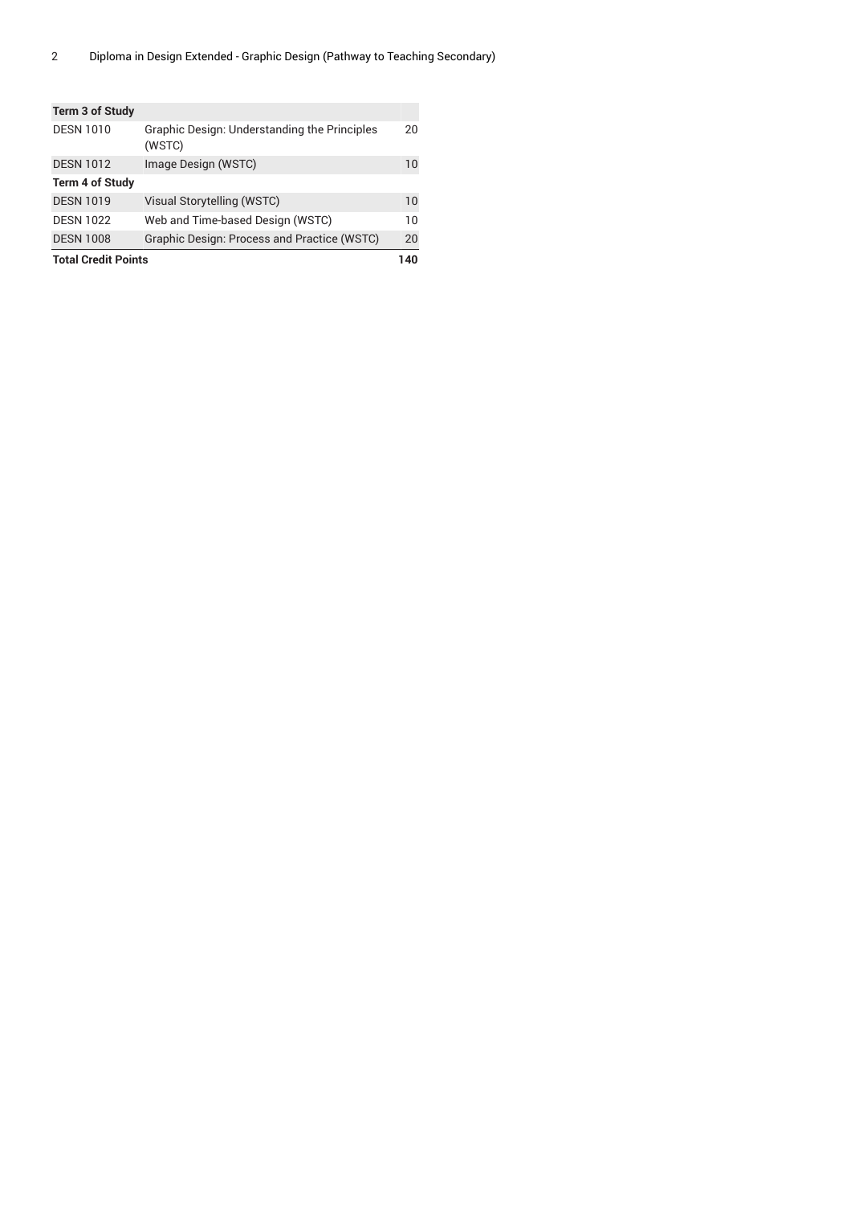| | | |
|---|---|---|
| **Term 3 of Study** | | |
| DESN 1010 | Graphic Design: Understanding the Principles (WSTC) | 20 |
| DESN 1012 | Image Design (WSTC) | 10 |
| **Term 4 of Study** | | |
| DESN 1019 | Visual Storytelling (WSTC) | 10 |
| DESN 1022 | Web and Time-based Design (WSTC) | 10 |
| DESN 1008 | Graphic Design: Process and Practice (WSTC) | 20 |
| **Total Credit Points** | | **140** |